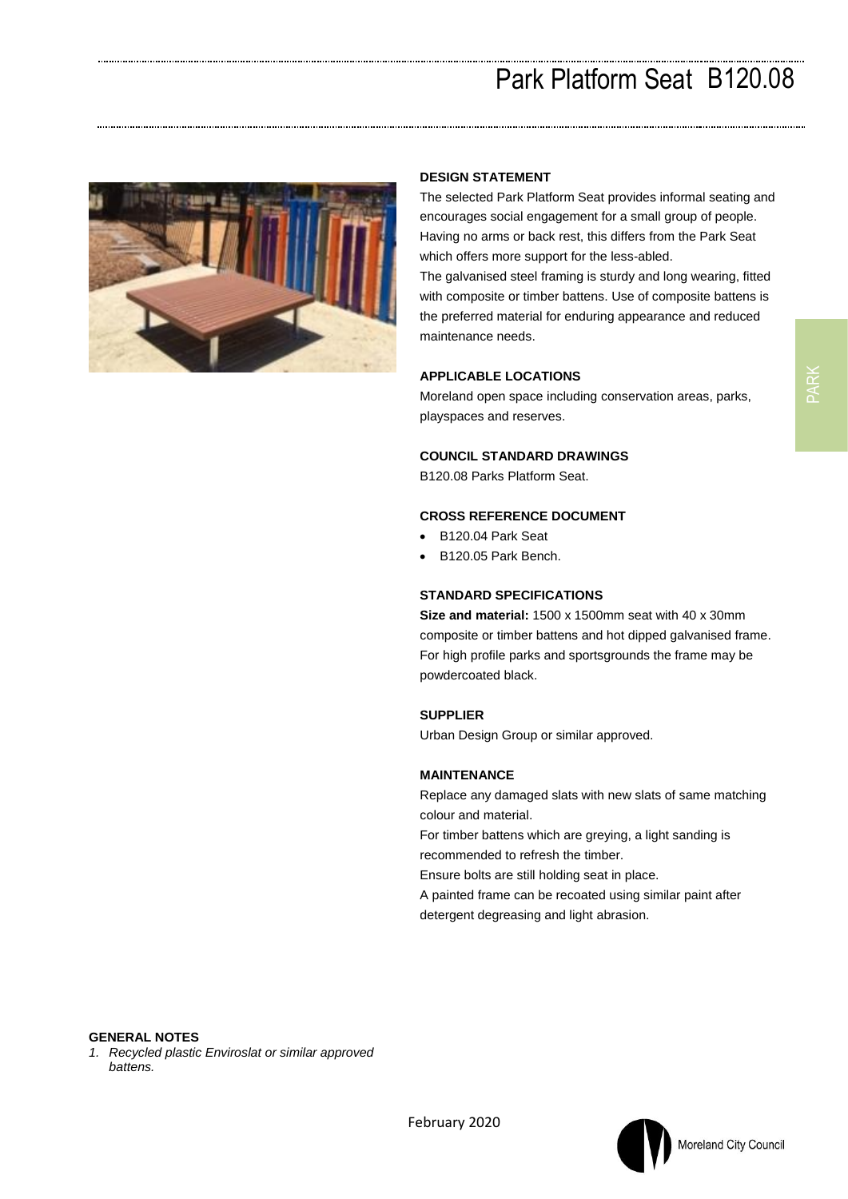# Park Platform Seat B120.08

## DESIGN STATEMENT

The selected Park Platform Seat provides informal seating and encourages social engagement for a small group of people. Having no arms or back rest, this differs from the Park Seat which offers more support for the less-abled.

The galvanised steel framing is sturdy and long wearing, fitted with composite or timber battens. Use of composite battens is the preferred material for enduring appearance and reduced maintenance needs.

## APPLICABLE LOCATIONS

Moreland open space including conservation areas, parks, playspaces and reserves.

## COUNCIL STANDARD DRAWINGS

B120.08 Parks Platform Seat.

## CROSS REFERENCE DOCUMENT

- B120.04 Park Seat
- B120.05 Park Bench.

## STANDARD SPECIFICATIONS

**Size and material:** 1500 x 1500mm seat with 40 x 30mm composite or timber battens and hot dipped galvanised frame. For high profile parks and sportsgrounds the frame may be powdercoated black.

## SUPPLIER

Urban Design Group or similar approved.

## MAINTENANCE

Replace any damaged slats with new slats of same matching colour and material.

For timber battens which are greying, a light sanding is recommended to refresh the timber.

Ensure bolts are still holding seat in place.

A painted frame can be recoated using similar paint after detergent degreasing and light abrasion.

## GENERAL NOTES

1. *Recycled plastic Enviroslat or similar approved battens.*

February 2020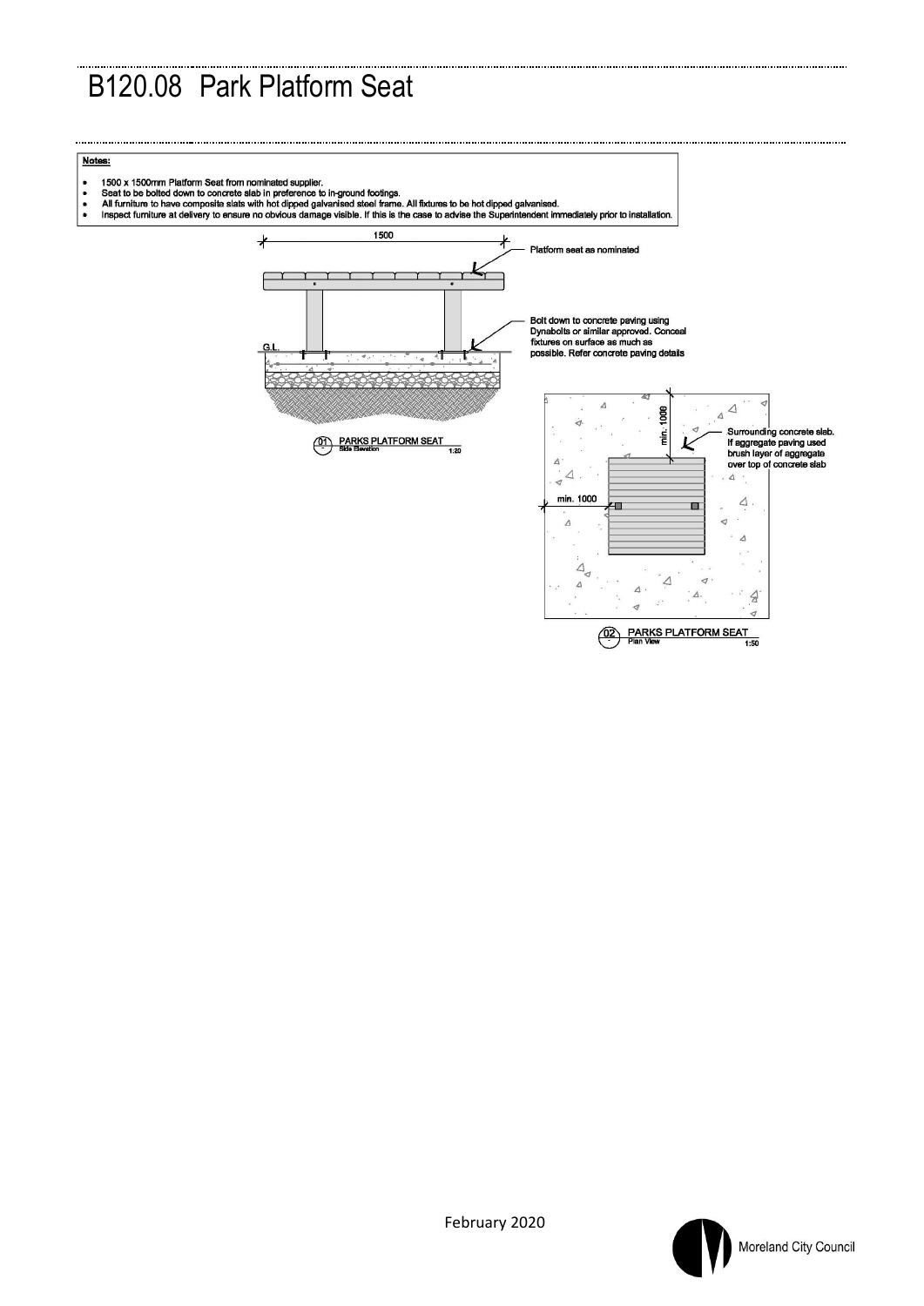# B120.08 Park Platform Seat

**Notes:**

- 1500 x 1500mm Platform Seat from nominated supplier.
- Seat to be bolted down to concrete slab in preference to in-ground footings.
- All furniture to have composite slats with hot dipped galvanised steel frame. All fixtures to be hot dipped galvanised.
- Inspect furniture at delivery to ensure no obvious damage visible. If this is the case to advise the Superintendent immediately prior to installation.

1500

Platform seat as nominated

G.L.

Bolt down to concrete paving using Dynabolts or similar approved. Conceal fixtures on surface as much as possible. Refer concrete paving details

01 PARKS PLATFORM SEAT
Side Elevation 1:20

min. 1000

Surrounding concrete slab. If aggregate paving used brush layer of aggregate over top of concrete slab

min. 1000

02 PARKS PLATFORM SEAT
Plan View 1:50

February 2020

Moreland City Council